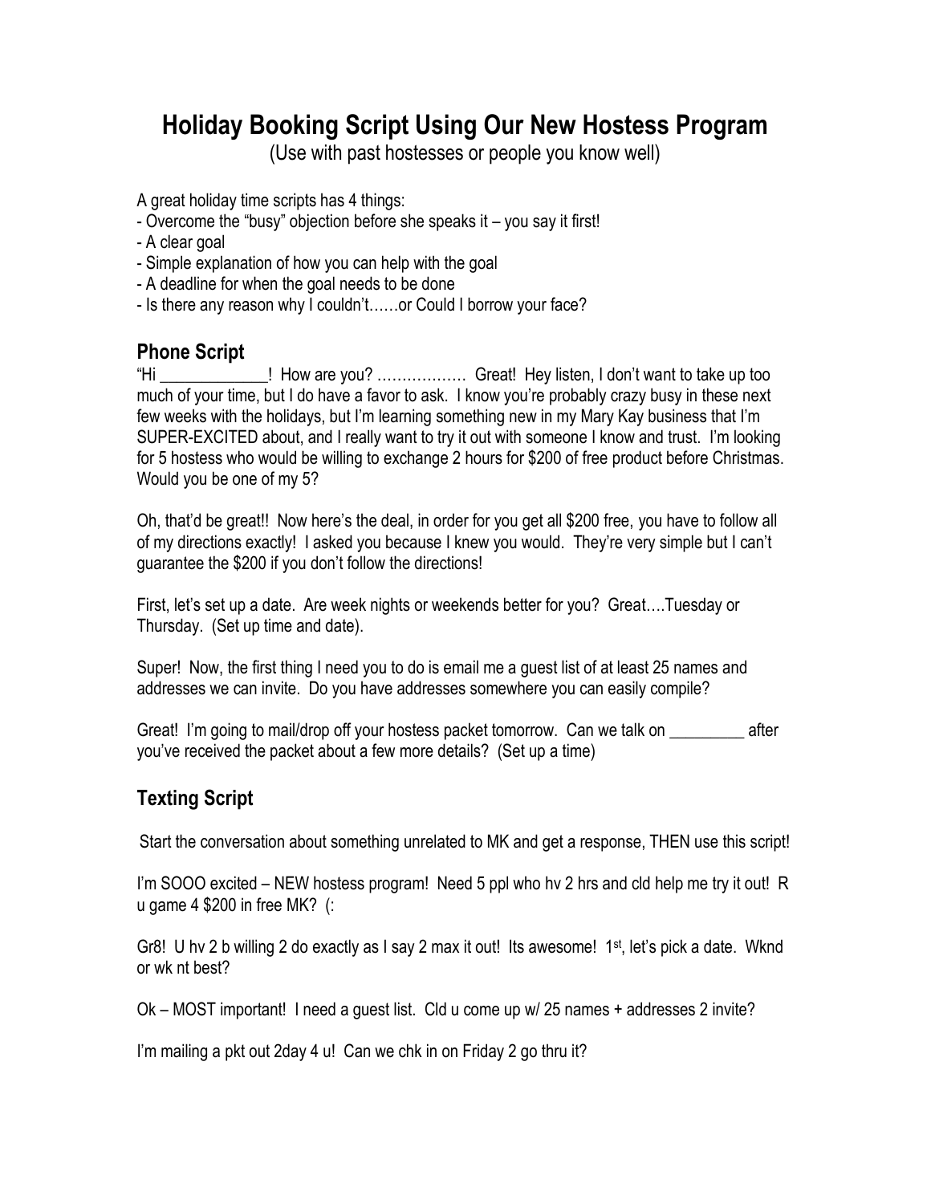# Holiday Booking Script Using Our New Hostess Program

(Use with past hostesses or people you know well)

A great holiday time scripts has 4 things:
- Overcome the "busy" objection before she speaks it – you say it first!
- A clear goal
- Simple explanation of how you can help with the goal
- A deadline for when the goal needs to be done
- Is there any reason why I couldn't……or Could I borrow your face?

## Phone Script

"Hi _____________! How are you? ……………… Great! Hey listen, I don't want to take up too much of your time, but I do have a favor to ask. I know you're probably crazy busy in these next few weeks with the holidays, but I'm learning something new in my Mary Kay business that I'm SUPER-EXCITED about, and I really want to try it out with someone I know and trust. I'm looking for 5 hostess who would be willing to exchange 2 hours for $200 of free product before Christmas. Would you be one of my 5?

Oh, that'd be great!! Now here's the deal, in order for you get all $200 free, you have to follow all of my directions exactly! I asked you because I knew you would. They're very simple but I can't guarantee the $200 if you don't follow the directions!

First, let's set up a date. Are week nights or weekends better for you? Great….Tuesday or Thursday. (Set up time and date).

Super! Now, the first thing I need you to do is email me a guest list of at least 25 names and addresses we can invite. Do you have addresses somewhere you can easily compile?

Great! I'm going to mail/drop off your hostess packet tomorrow. Can we talk on _________ after you've received the packet about a few more details? (Set up a time)

## Texting Script

Start the conversation about something unrelated to MK and get a response, THEN use this script!

I'm SOOO excited – NEW hostess program! Need 5 ppl who hv 2 hrs and cld help me try it out! R u game 4 $200 in free MK? (:

Gr8! U hv 2 b willing 2 do exactly as I say 2 max it out! Its awesome! 1st, let's pick a date. Wknd or wk nt best?

Ok – MOST important! I need a guest list. Cld u come up w/ 25 names + addresses 2 invite?

I'm mailing a pkt out 2day 4 u! Can we chk in on Friday 2 go thru it?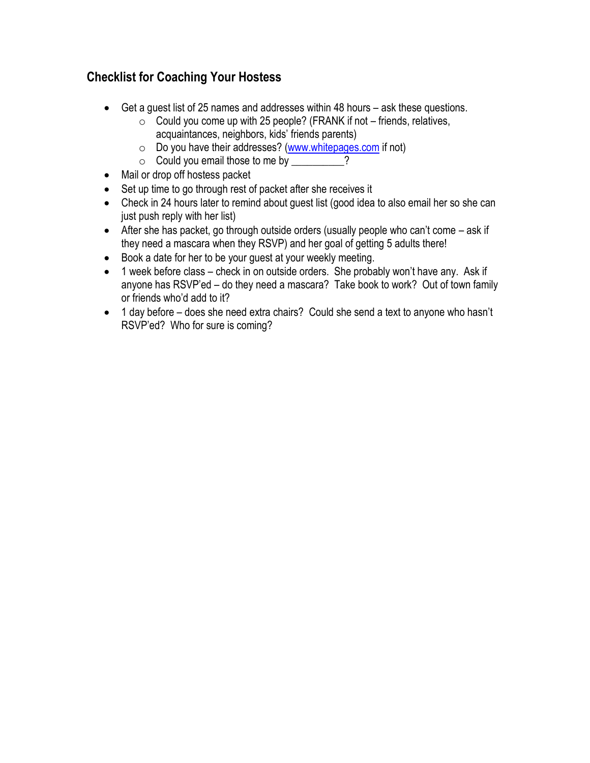### Checklist for Coaching Your Hostess

- Get a guest list of 25 names and addresses within 48 hours – ask these questions.
  - Could you come up with 25 people? (FRANK if not – friends, relatives, acquaintances, neighbors, kids' friends parents)
  - Do you have their addresses? ([www.whitepages.com](www.whitepages.com) if not)
  - Could you email those to me by __________?
- Mail or drop off hostess packet
- Set up time to go through rest of packet after she receives it
- Check in 24 hours later to remind about guest list (good idea to also email her so she can just push reply with her list)
- After she has packet, go through outside orders (usually people who can't come – ask if they need a mascara when they RSVP) and her goal of getting 5 adults there!
- Book a date for her to be your guest at your weekly meeting.
- 1 week before class – check in on outside orders. She probably won't have any. Ask if anyone has RSVP'ed – do they need a mascara? Take book to work? Out of town family or friends who'd add to it?
- 1 day before – does she need extra chairs? Could she send a text to anyone who hasn't RSVP'ed? Who for sure is coming?